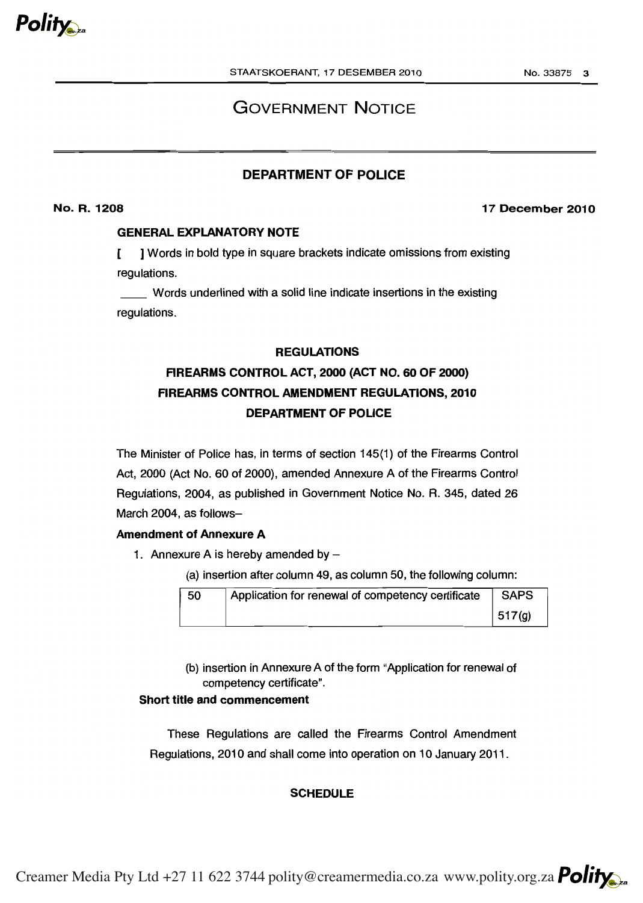# GOVERNMENT NOTICE

## DEPARTMENT OF POLICE

**No. R. 1208** **17 December 2010**

**GENERAL EXPLANATORY NOTE**

**[ ]** Words in bold type in square brackets indicate omissions from existing regulations.

\_\_\_\_ Words underlined with a solid line indicate insertions in the existing regulations.

### REGULATIONS

### FIREARMS CONTROL ACT, 2000 (ACT NO. 60 OF 2000)

### FIREARMS CONTROL AMENDMENT REGULATIONS, 2010

### DEPARTMENT OF POLICE

The Minister of Police has, in terms of section 145(1) of the Firearms Control Act, 2000 (Act No. 60 of 2000), amended Annexure A of the Firearms Control Regulations, 2004, as published in Government Notice No. R. 345, dated 26 March 2004, as follows–

**Amendment of Annexure A**

1. Annexure A is hereby amended by –

   (a) insertion after column 49, as column 50, the following column:

| 50 | Application for renewal of competency certificate | SAPS 517(g) |
|---|---|---|

   (b) insertion in Annexure A of the form "Application for renewal of competency certificate".

**Short title and commencement**

These Regulations are called the Firearms Control Amendment Regulations, 2010 and shall come into operation on 10 January 2011.

**SCHEDULE**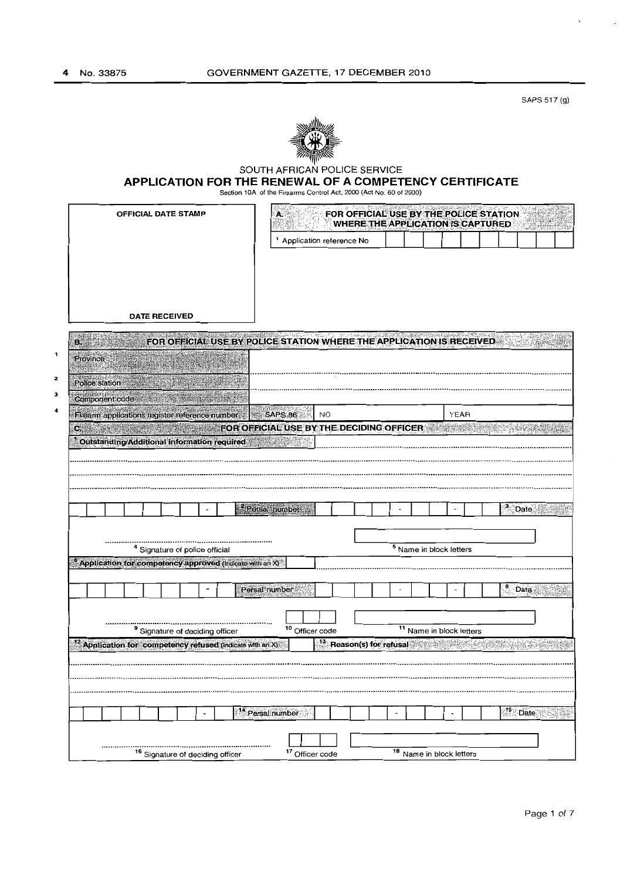SAPS 517 (g)

SOUTH AFRICAN POLICE SERVICE

# APPLICATION FOR THE RENEWAL OF A COMPETENCY CERTIFICATE

Section 10A of the Firearms Control Act, 2000 (Act No. 60 of 2000)

| OFFICIAL DATE STAMP |
| --- |
| |
| DATE RECEIVED |

| A. | FOR OFFICIAL USE BY THE POLICE STATION WHERE THE APPLICATION IS CAPTURED |
| --- | --- |
| 1 Application reference No | |

| B. | FOR OFFICIAL USE BY POLICE STATION WHERE THE APPLICATION IS RECEIVED | | |
| --- | --- | --- | --- |
| 1 Province | | | |
| 2 Police station | | | |
| 3 Component code | | | |
| 4 Firearm applications register reference number | SAPS 86 | NO | YEAR |

| C. | FOR OFFICIAL USE BY THE DECIDING OFFICER |
| --- | --- |
| 1 Outstanding/Additional information required | |
| | |
| | |
| | |
| 2 Persal number | 3 Date |
| 4 Signature of police official | 5 Name in block letters |
| 6 Application for competency approved (Indicate with an X) | |
| 7 Persal number | 8 Date |
| 9 Signature of deciding officer | 10 Officer code |
| 11 Name in block letters | |
| 12 Application for competency refused (Indicate with an X) | 13 Reason(s) for refusal |
| | |
| | |
| | |
| 14 Persal number | 15 Date |
| 16 Signature of deciding officer | 17 Officer code |
| 18 Name in block letters | |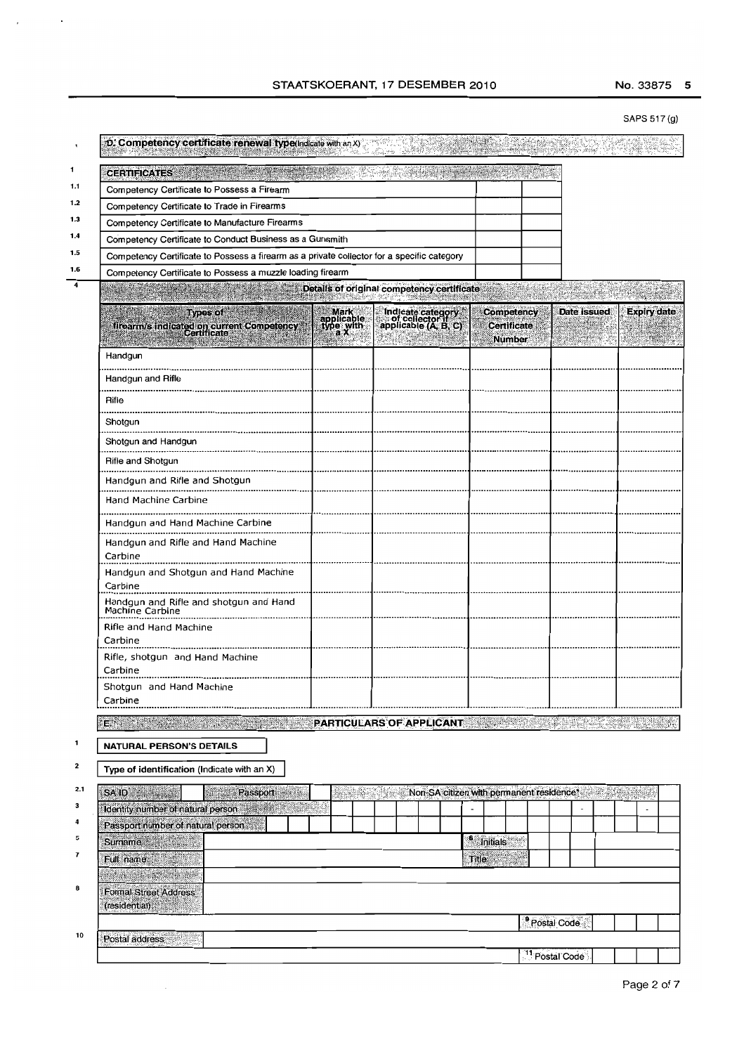SAPS 517 (g)

## D: Competency certificate renewal type (Indicate with an X)

| | CERTIFICATES | | |
|---|---|---|---|
| 1.1 | Competency Certificate to Possess a Firearm | | |
| 1.2 | Competency Certificate to Trade in Firearms | | |
| 1.3 | Competency Certificate to Manufacture Firearms | | |
| 1.4 | Competency Certificate to Conduct Business as a Gunsmith | | |
| 1.5 | Competency Certificate to Possess a firearm as a private collector for a specific category | | |
| 1.6 | Competency Certificate to Possess a muzzle loading firearm | | |

**4 Details of original competency certificate**

| Types of firearm/s indicated on current Competency Certificate | Mark applicable type with a X | Indicate category of collector if applicable (A, B, C) | Competency Certificate Number | Date issued | Expiry date |
|---|---|---|---|---|---|
| Handgun | | | | | |
| Handgun and Rifle | | | | | |
| Rifle | | | | | |
| Shotgun | | | | | |
| Shotgun and Handgun | | | | | |
| Rifle and Shotgun | | | | | |
| Handgun and Rifle and Shotgun | | | | | |
| Hand Machine Carbine | | | | | |
| Handgun and Hand Machine Carbine | | | | | |
| Handgun and Rifle and Hand Machine Carbine | | | | | |
| Handgun and Shotgun and Hand Machine Carbine | | | | | |
| Handgun and Rifle and shotgun and Hand Machine Carbine | | | | | |
| Rifle and Hand Machine Carbine | | | | | |
| Rifle, shotgun and Hand Machine Carbine | | | | | |
| Shotgun and Hand Machine Carbine | | | | | |

## E: PARTICULARS OF APPLICANT

**1 NATURAL PERSON'S DETAILS**

**2 Type of identification** (Indicate with an X)

| | | | | | |
|---|---|---|---|---|---|
| 2.1 | SA ID | | Passport | | Non-SA citizen with permanent residence* |
| 3 | Identity number of natural person | | | | |
| 4 | Passport number of natural person | | | | |
| 5 | Surname | | 6 Initials | | |
| 7 | Full name | | Title | | |
| 8 | Formal Street Address (residential) | | | | |
| | | | 9 Postal Code | | |
| 10 | Postal address | | | | |
| | | | 11 Postal Code | | |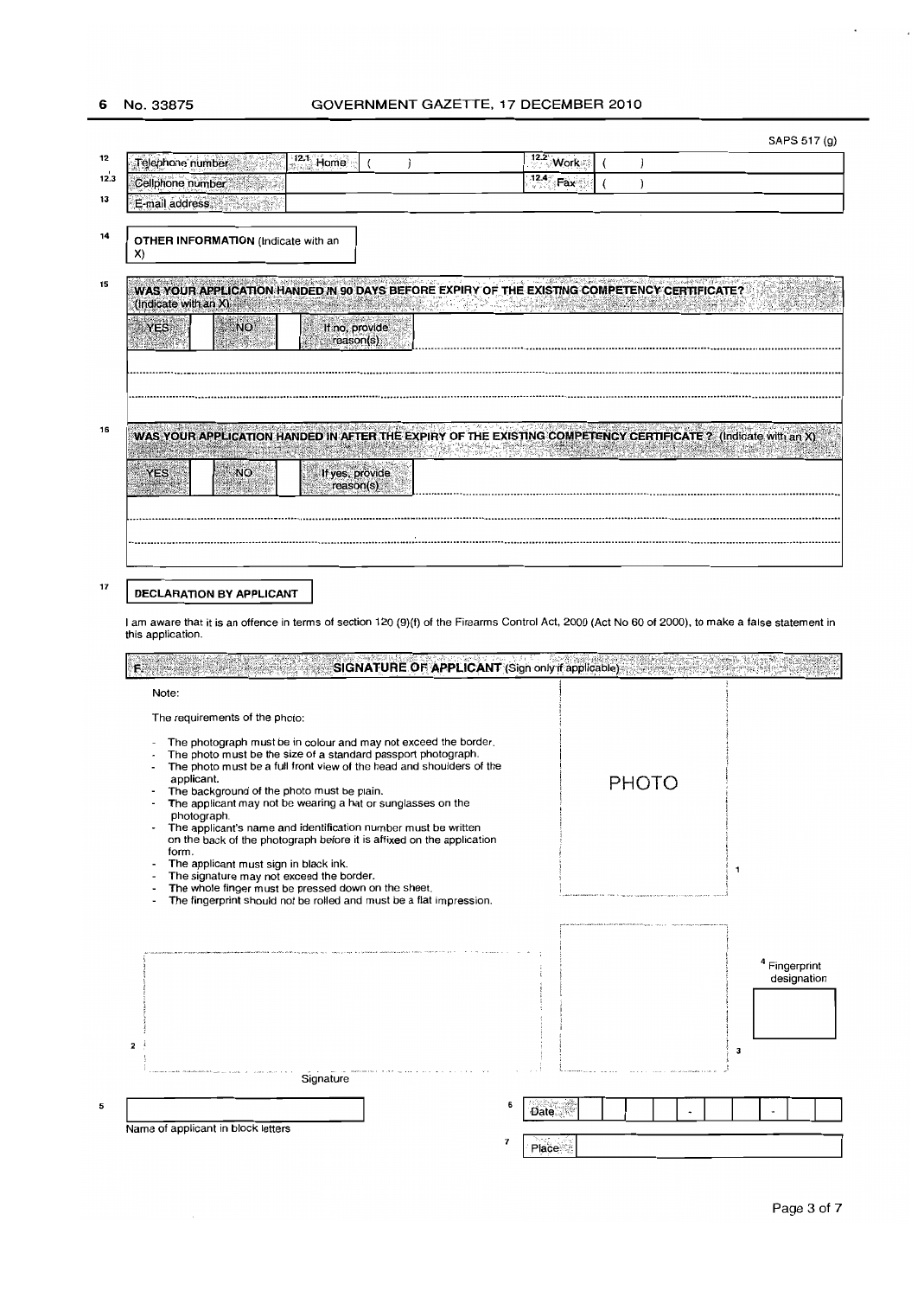SAPS 517 (g)

| 12 | Telephone number | 12.1 Home | (     ) | 12.2 Work | (     ) |
|---|---|---|---|---|---|
| 12.3 | Cellphone number | | | 12.4 Fax | (     ) |
| 13 | E-mail address | | | | |

14 **OTHER INFORMATION** (Indicate with an X)

15 **WAS YOUR APPLICATION HANDED IN 90 DAYS BEFORE EXPIRY OF THE EXISTING COMPETENCY CERTIFICATE?** (Indicate with an X)

| YES | | NO | | If no, provide reason(s) | |
|---|---|---|---|---|---|

16 **WAS YOUR APPLICATION HANDED IN AFTER THE EXPIRY OF THE EXISTING COMPETENCY CERTIFICATE ?** (Indicate with an X)

| YES | | NO | | If yes, provide reason(s) | |
|---|---|---|---|---|---|

17 **DECLARATION BY APPLICANT**

I am aware that it is an offence in terms of section 120 (9)(f) of the Firearms Control Act, 2000 (Act No 60 of 2000), to make a false statement in this application.

**F. SIGNATURE OF APPLICANT** (Sign only if applicable)

Note:

The requirements of the photo:

- The photograph must be in colour and may not exceed the border.
- The photo must be the size of a standard passport photograph.
- The photo must be a full front view of the head and shoulders of the applicant.
- The background of the photo must be plain.
- The applicant may not be wearing a hat or sunglasses on the photograph.
- The applicant's name and identification number must be written on the back of the photograph before it is affixed on the application form.
- The applicant must sign in black ink.
- The signature may not exceed the border.
- The whole finger must be pressed down on the sheet.
- The fingerprint should not be rolled and must be a flat impression.

PHOTO 1

2 Signature

3

4 Fingerprint designation

5 Name of applicant in block letters

6 Date: | | | | | - | | | - | | |

7 Place: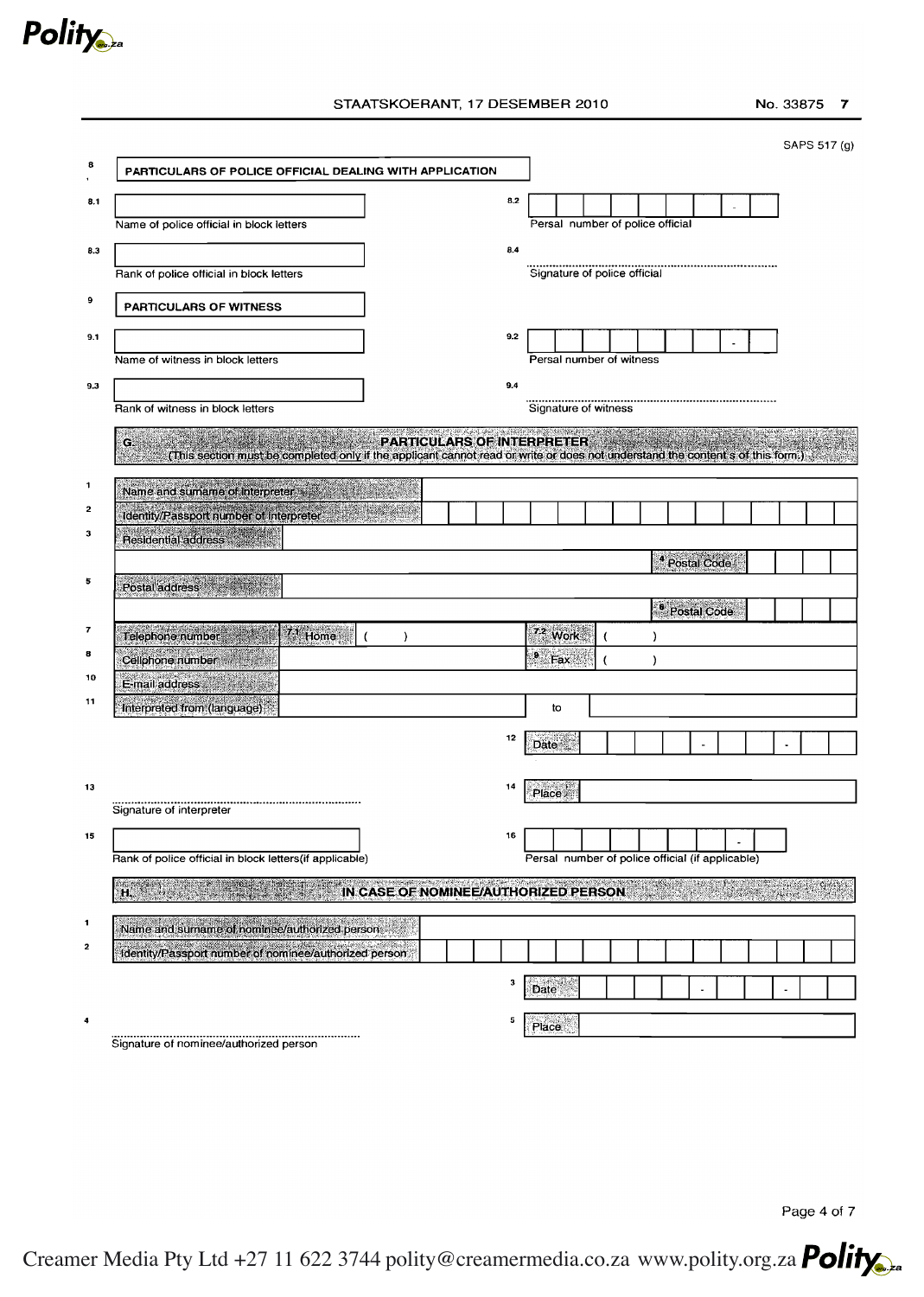SAPS 517 (g)

**8 PARTICULARS OF POLICE OFFICIAL DEALING WITH APPLICATION**

8.1 Name of police official in block letters

8.2 Persal number of police official

8.3 Rank of police official in block letters

8.4 Signature of police official

**9 PARTICULARS OF WITNESS**

9.1 Name of witness in block letters

9.2 Persal number of witness

9.3 Rank of witness in block letters

9.4 Signature of witness

## G. PARTICULARS OF INTERPRETER

(This section must be completed only if the applicant cannot read or write or does not understand the content s of this form.)

| | | | | |
|---|---|---|---|---|
| 1 | Name and surname of interpreter | | | |
| 2 | Identity/Passport number of interpreter | | | |
| 3 | Residential address | | | |
| | | | 4 Postal Code | |
| 5 | Postal address | | | |
| | | | 6 Postal Code | |
| 7 | Telephone number | 7.1 Home ( ) | 7.2 Work ( ) | |
| 8 | Cellphone number | | 9 Fax ( ) | |
| 10 | E-mail address | | | |
| 11 | Interpreted from (language) | | to | |

12 Date

13 Signature of interpreter

14 Place

15 Rank of police official in block letters(if applicable)

16 Persal number of police official (if applicable)

## H. IN CASE OF NOMINEE/AUTHORIZED PERSON

| | | |
|---|---|---|
| 1 | Name and surname of nominee/authorized person | |
| 2 | Identity/Passport number of nominee/authorized person | |

3 Date

4 Signature of nominee/authorized person

5 Place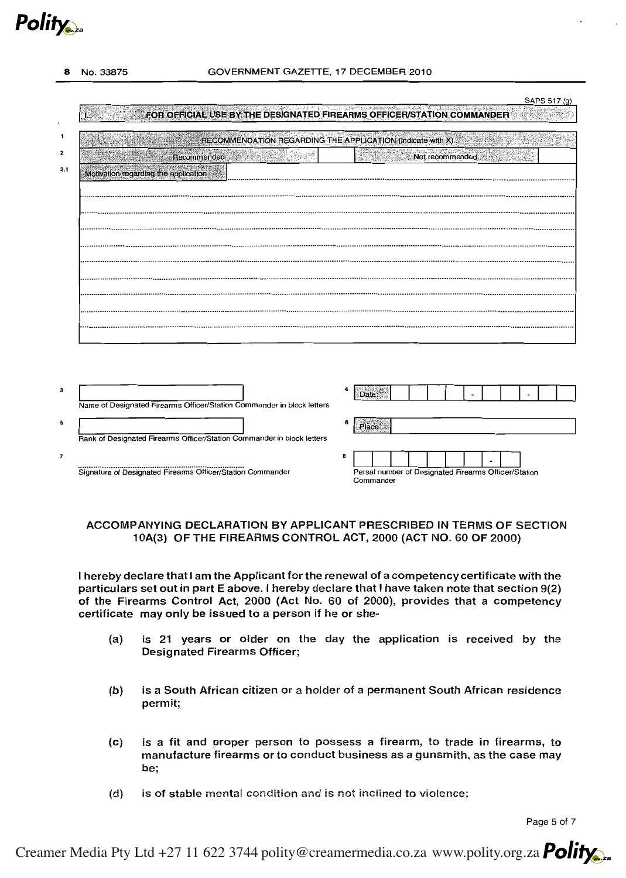SAPS 517 (g)

## I. FOR OFFICIAL USE BY THE DESIGNATED FIREARMS OFFICER/STATION COMMANDER

| | | | | |
|---|---|---|---|---|
| 1 | RECOMMENDATION REGARDING THE APPLICATION (Indicate with X) | | | |
| 2 | Recommended | | Not recommended | |
| 2.1 | Motivation regarding the application | | | |

3 Name of Designated Firearms Officer/Station Commander in block letters

4 Date: __ __ __ __ - __ __ - __ __

5 Rank of Designated Firearms Officer/Station Commander in block letters

6 Place

7 Signature of Designated Firearms Officer/Station Commander

8 Persal number of Designated Firearms Officer/Station Commander

### ACCOMPANYING DECLARATION BY APPLICANT PRESCRIBED IN TERMS OF SECTION 10A(3) OF THE FIREARMS CONTROL ACT, 2000 (ACT NO. 60 OF 2000)

I hereby declare that I am the Applicant for the renewal of a competency certificate with the particulars set out in part E above. I hereby declare that I have taken note that section 9(2) of the Firearms Control Act, 2000 (Act No. 60 of 2000), provides that a competency certificate may only be issued to a person if he or she-

(a) is 21 years or older on the day the application is received by the Designated Firearms Officer;

(b) is a South African citizen or a holder of a permanent South African residence permit;

(c) is a fit and proper person to possess a firearm, to trade in firearms, to manufacture firearms or to conduct business as a gunsmith, as the case may be;

(d) is of stable mental condition and is not inclined to violence;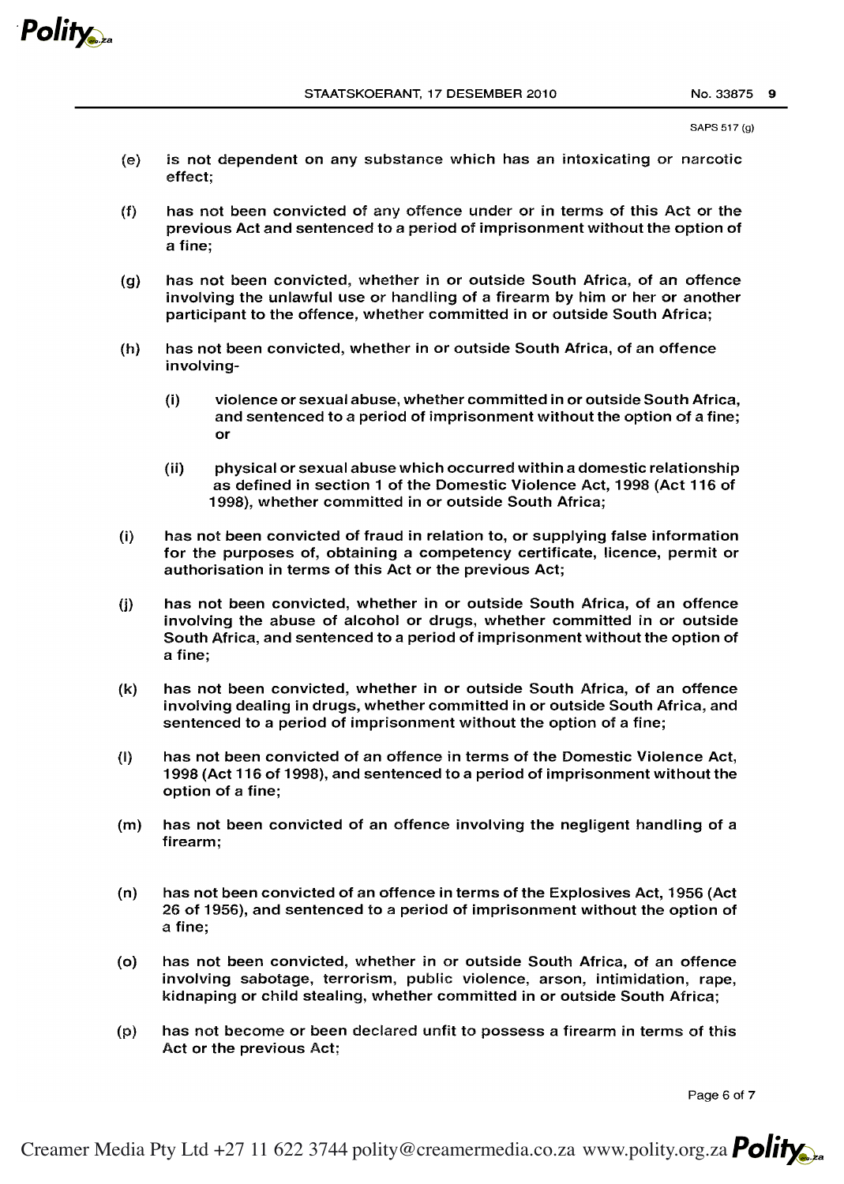SAPS 517 (g)

(e) is not dependent on any substance which has an intoxicating or narcotic effect;

(f) has not been convicted of any offence under or in terms of this Act or the previous Act and sentenced to a period of imprisonment without the option of a fine;

(g) has not been convicted, whether in or outside South Africa, of an offence involving the unlawful use or handling of a firearm by him or her or another participant to the offence, whether committed in or outside South Africa;

(h) has not been convicted, whether in or outside South Africa, of an offence involving-

 (i) violence or sexual abuse, whether committed in or outside South Africa, and sentenced to a period of imprisonment without the option of a fine; or

 (ii) physical or sexual abuse which occurred within a domestic relationship as defined in section 1 of the Domestic Violence Act, 1998 (Act 116 of 1998), whether committed in or outside South Africa;

(i) has not been convicted of fraud in relation to, or supplying false information for the purposes of, obtaining a competency certificate, licence, permit or authorisation in terms of this Act or the previous Act;

(j) has not been convicted, whether in or outside South Africa, of an offence involving the abuse of alcohol or drugs, whether committed in or outside South Africa, and sentenced to a period of imprisonment without the option of a fine;

(k) has not been convicted, whether in or outside South Africa, of an offence involving dealing in drugs, whether committed in or outside South Africa, and sentenced to a period of imprisonment without the option of a fine;

(l) has not been convicted of an offence in terms of the Domestic Violence Act, 1998 (Act 116 of 1998), and sentenced to a period of imprisonment without the option of a fine;

(m) has not been convicted of an offence involving the negligent handling of a firearm;

(n) has not been convicted of an offence in terms of the Explosives Act, 1956 (Act 26 of 1956), and sentenced to a period of imprisonment without the option of a fine;

(o) has not been convicted, whether in or outside South Africa, of an offence involving sabotage, terrorism, public violence, arson, intimidation, rape, kidnaping or child stealing, whether committed in or outside South Africa;

(p) has not become or been declared unfit to possess a firearm in terms of this Act or the previous Act;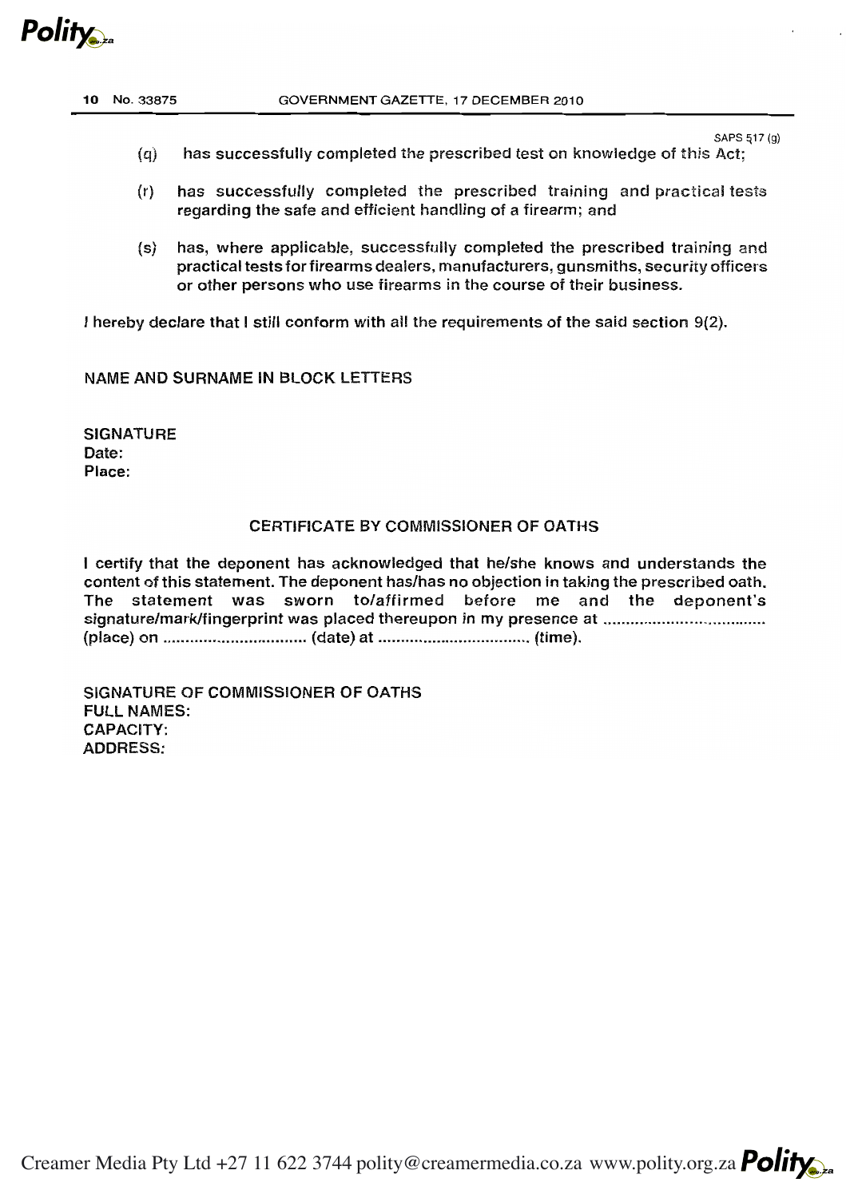SAPS 517 (g)

(q) has successfully completed the prescribed test on knowledge of this Act;

(r) has successfully completed the prescribed training and practical tests regarding the safe and efficient handling of a firearm; and

(s) has, where applicable, successfully completed the prescribed training and practical tests for firearms dealers, manufacturers, gunsmiths, security officers or other persons who use firearms in the course of their business.

I hereby declare that I still conform with all the requirements of the said section 9(2).

NAME AND SURNAME IN BLOCK LETTERS

SIGNATURE
Date:
Place:

## CERTIFICATE BY COMMISSIONER OF OATHS

I certify that the deponent has acknowledged that he/she knows and understands the content of this statement. The deponent has/has no objection in taking the prescribed oath. The statement was sworn to/affirmed before me and the deponent's signature/mark/fingerprint was placed thereupon in my presence at .................................. (place) on .............................. (date) at ................................ (time).

SIGNATURE OF COMMISSIONER OF OATHS
FULL NAMES:
CAPACITY:
ADDRESS: